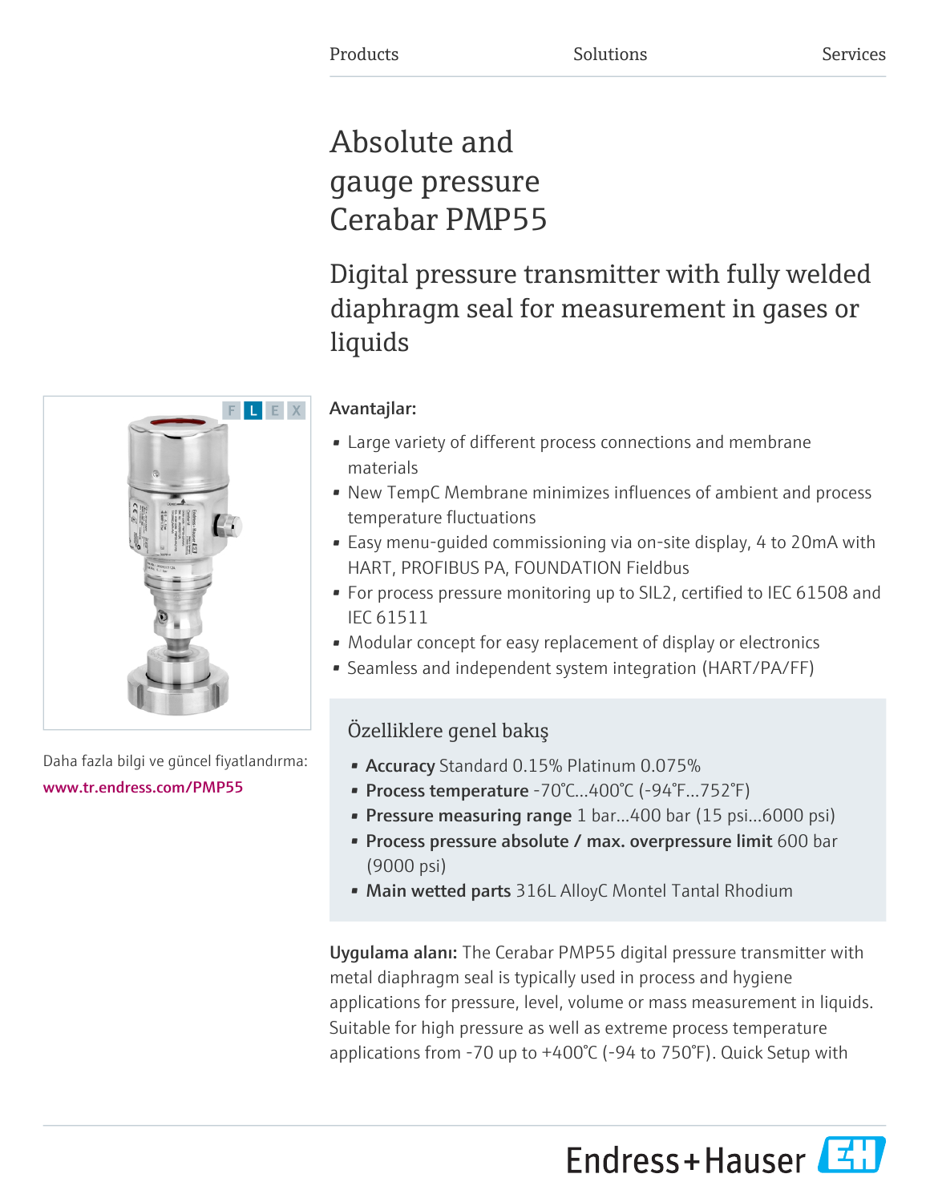Products Solutions Services

# Absolute and gauge pressure Cerabar PMP55

## Digital pressure transmitter with fully welded diaphragm seal for measurement in gases or liquids

F L E X

Daha fazla bilgi ve güncel fiyatlandırma:
www.tr.endress.com/PMP55

**Avantajlar:**

- Large variety of different process connections and membrane materials
- New TempC Membrane minimizes influences of ambient and process temperature fluctuations
- Easy menu-guided commissioning via on-site display, 4 to 20mA with HART, PROFIBUS PA, FOUNDATION Fieldbus
- For process pressure monitoring up to SIL2, certified to IEC 61508 and IEC 61511
- Modular concept for easy replacement of display or electronics
- Seamless and independent system integration (HART/PA/FF)

### Özelliklere genel bakış

- **Accuracy** Standard 0.15% Platinum 0.075%
- **Process temperature** -70°C...400°C (-94°F...752°F)
- **Pressure measuring range** 1 bar...400 bar (15 psi...6000 psi)
- **Process pressure absolute / max. overpressure limit** 600 bar (9000 psi)
- **Main wetted parts** 316L AlloyC Montel Tantal Rhodium

**Uygulama alanı:** The Cerabar PMP55 digital pressure transmitter with metal diaphragm seal is typically used in process and hygiene applications for pressure, level, volume or mass measurement in liquids. Suitable for high pressure as well as extreme process temperature applications from -70 up to +400°C (-94 to 750°F). Quick Setup with

Endress+Hauser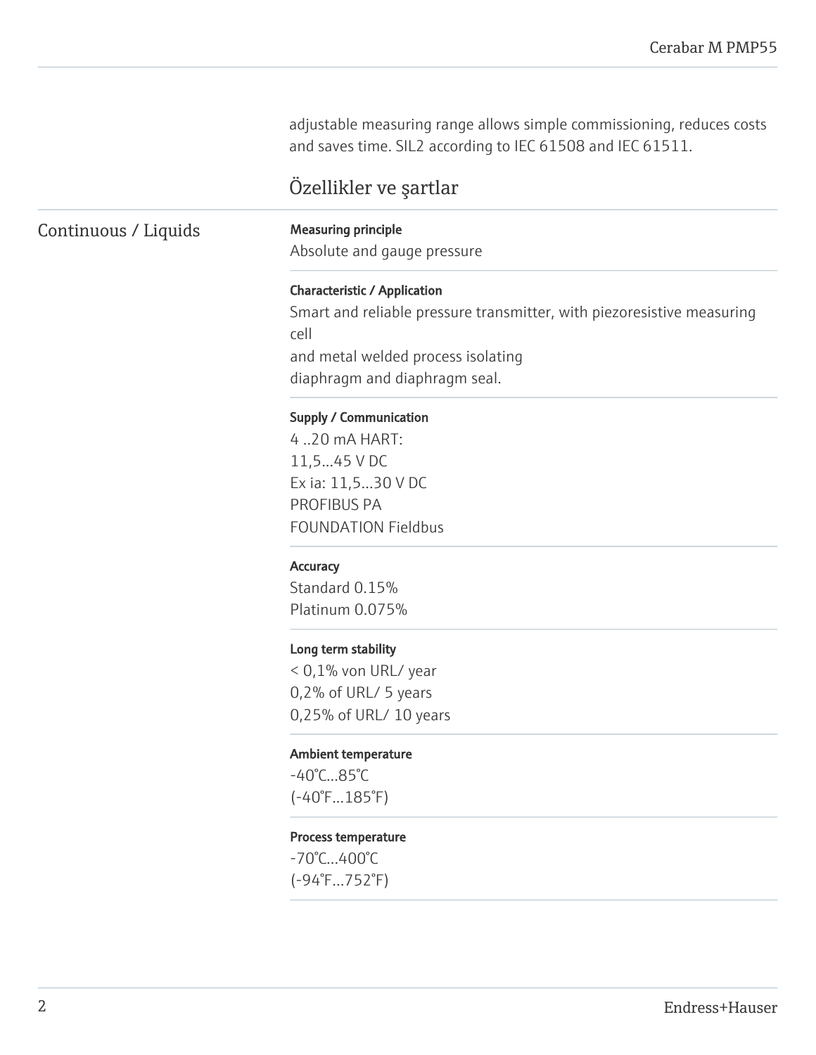adjustable measuring range allows simple commissioning, reduces costs and saves time. SIL2 according to IEC 61508 and IEC 61511.

## Özellikler ve şartlar

### Continuous / Liquids

**Measuring principle**

Absolute and gauge pressure

**Characteristic / Application**

Smart and reliable pressure transmitter, with piezoresistive measuring cell
and metal welded process isolating
diaphragm and diaphragm seal.

**Supply / Communication**

4 ..20 mA HART:
11,5...45 V DC
Ex ia: 11,5...30 V DC
PROFIBUS PA
FOUNDATION Fieldbus

**Accuracy**

Standard 0.15%
Platinum 0.075%

**Long term stability**

< 0,1% von URL/ year
0,2% of URL/ 5 years
0,25% of URL/ 10 years

**Ambient temperature**

-40°C...85°C
(-40°F...185°F)

**Process temperature**

-70°C...400°C
(-94°F...752°F)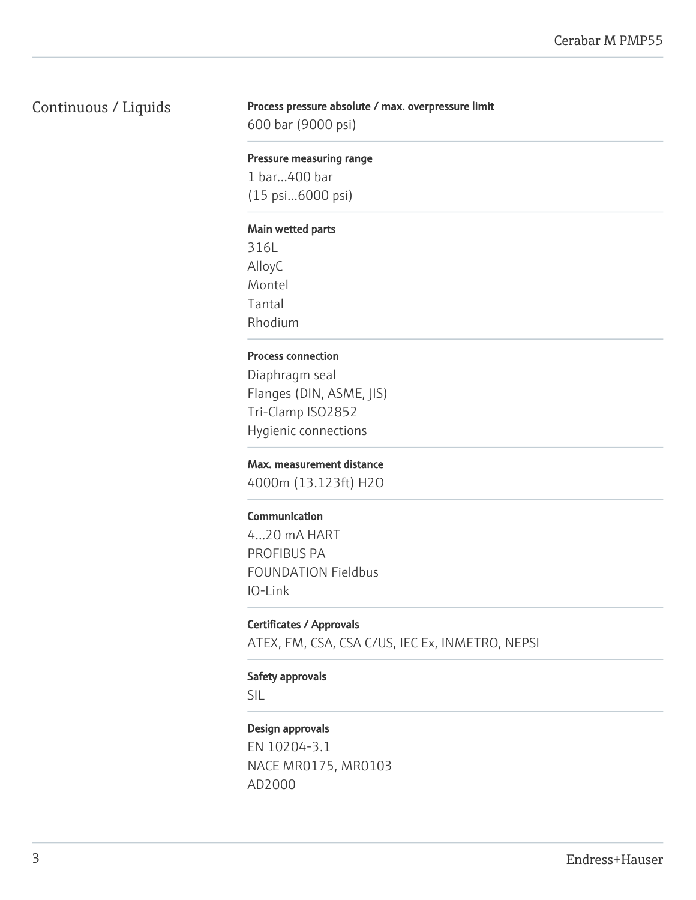## Continuous / Liquids

**Process pressure absolute / max. overpressure limit**

600 bar (9000 psi)

**Pressure measuring range**

1 bar...400 bar
(15 psi...6000 psi)

**Main wetted parts**

316L
AlloyC
Montel
Tantal
Rhodium

**Process connection**

Diaphragm seal
Flanges (DIN, ASME, JIS)
Tri-Clamp ISO2852
Hygienic connections

**Max. measurement distance**

4000m (13.123ft) H2O

**Communication**

4...20 mA HART
PROFIBUS PA
FOUNDATION Fieldbus
IO-Link

**Certificates / Approvals**

ATEX, FM, CSA, CSA C/US, IEC Ex, INMETRO, NEPSI

**Safety approvals**

SIL

**Design approvals**

EN 10204-3.1
NACE MR0175, MR0103
AD2000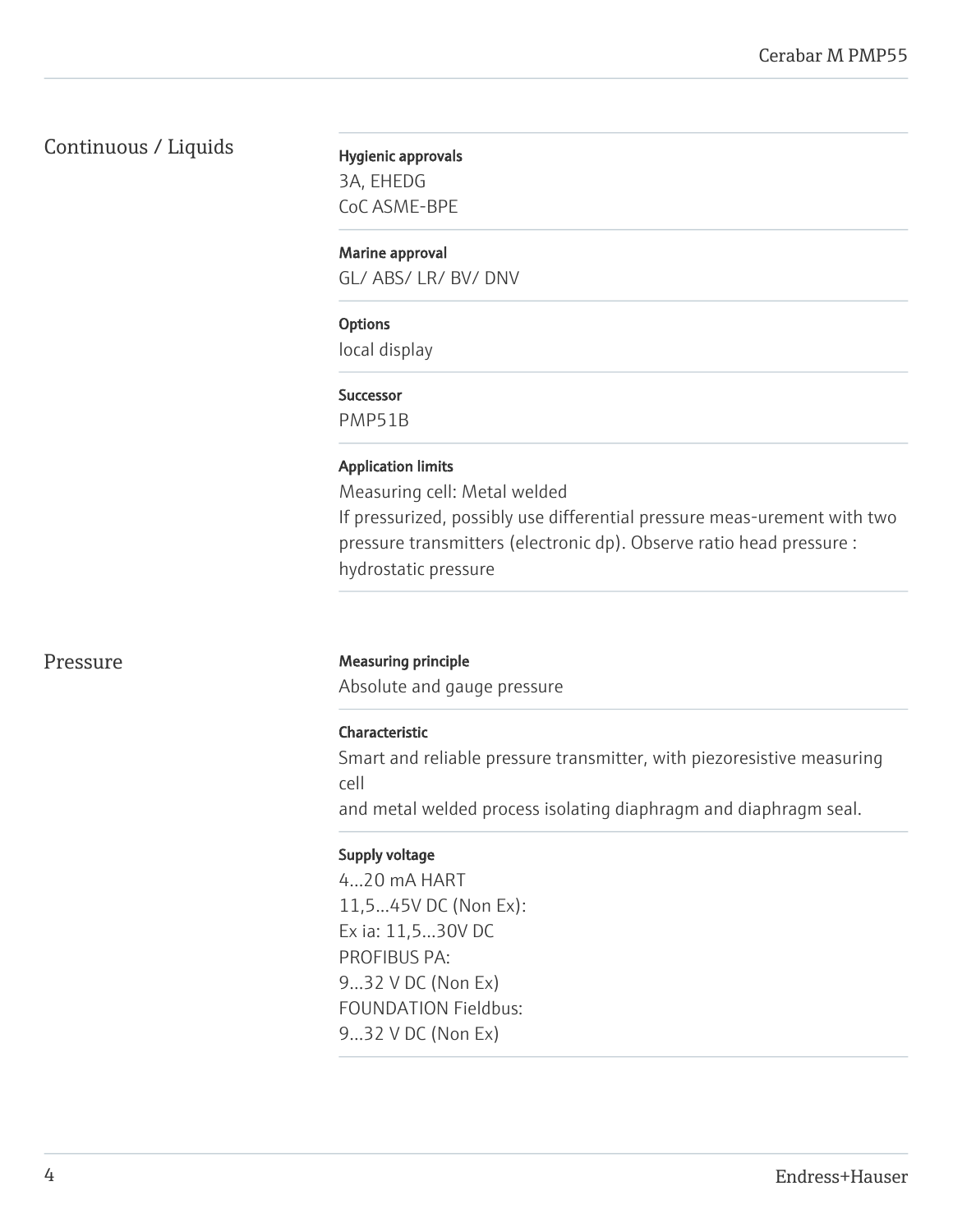## Continuous / Liquids

**Hygienic approvals**

3A, EHEDG
CoC ASME-BPE

**Marine approval**

GL/ ABS/ LR/ BV/ DNV

**Options**

local display

**Successor**

PMP51B

**Application limits**

Measuring cell: Metal welded
If pressurized, possibly use differential pressure meas-urement with two pressure transmitters (electronic dp). Observe ratio head pressure : hydrostatic pressure

## Pressure

**Measuring principle**

Absolute and gauge pressure

**Characteristic**

Smart and reliable pressure transmitter, with piezoresistive measuring cell
and metal welded process isolating diaphragm and diaphragm seal.

**Supply voltage**

4...20 mA HART
11,5...45V DC (Non Ex):
Ex ia: 11,5...30V DC
PROFIBUS PA:
9...32 V DC (Non Ex)
FOUNDATION Fieldbus:
9...32 V DC (Non Ex)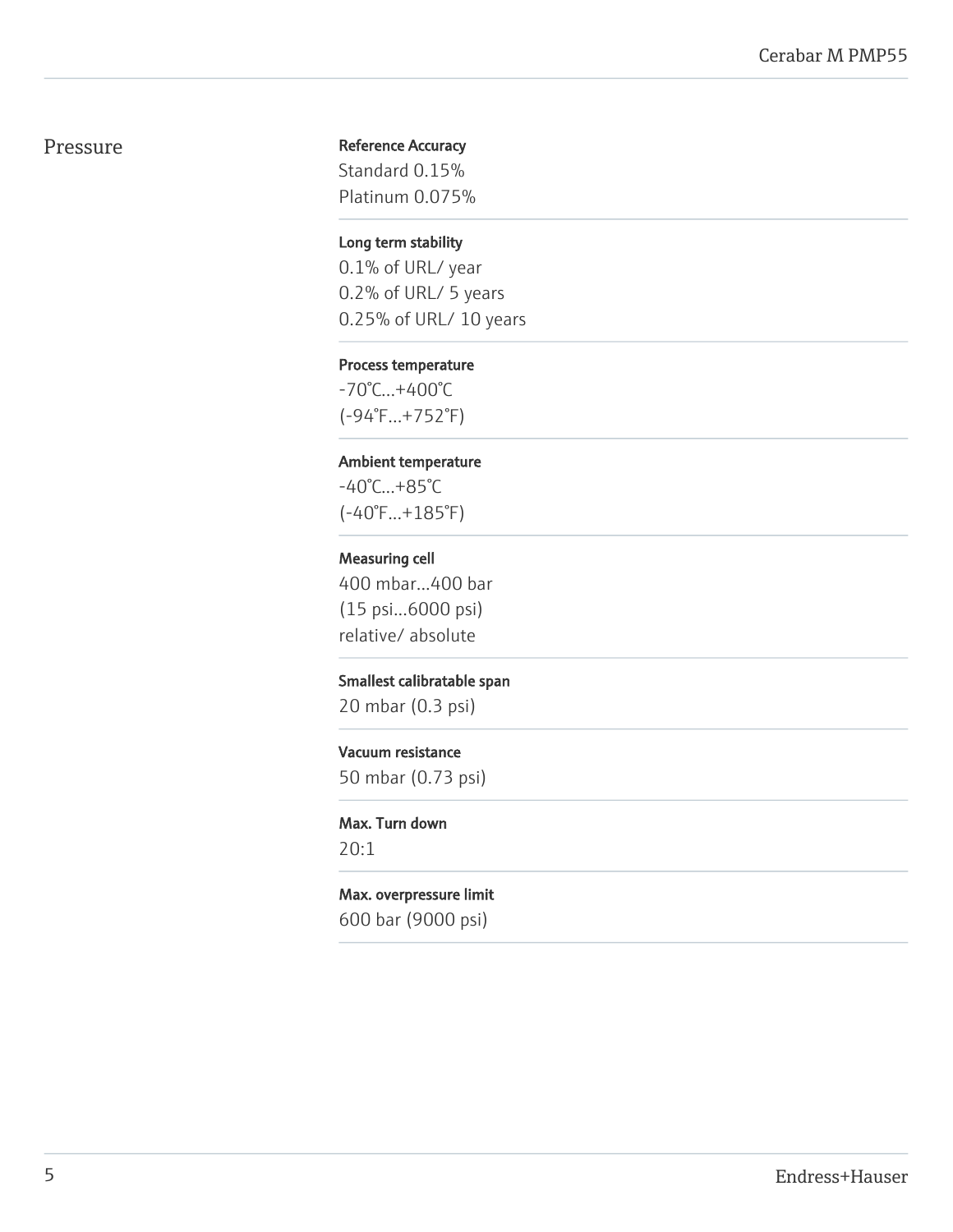## Pressure

**Reference Accuracy**

Standard 0.15%
Platinum 0.075%

**Long term stability**

0.1% of URL/ year
0.2% of URL/ 5 years
0.25% of URL/ 10 years

**Process temperature**

-70°C...+400°C
(-94°F...+752°F)

**Ambient temperature**

-40°C...+85°C
(-40°F...+185°F)

**Measuring cell**

400 mbar...400 bar
(15 psi...6000 psi)
relative/ absolute

**Smallest calibratable span**

20 mbar (0.3 psi)

**Vacuum resistance**

50 mbar (0.73 psi)

**Max. Turn down**

20:1

**Max. overpressure limit**

600 bar (9000 psi)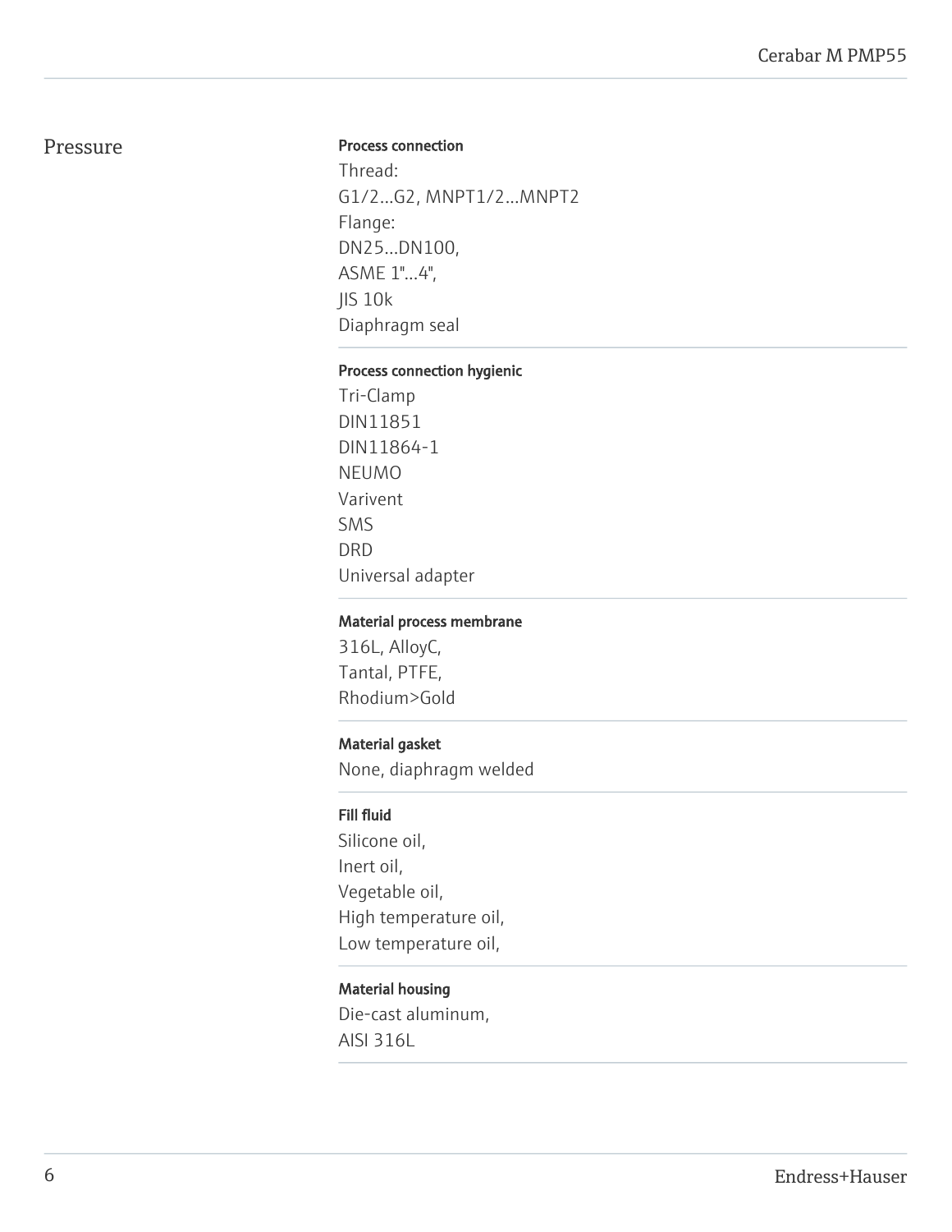## Pressure

**Process connection**

Thread:
G1/2...G2, MNPT1/2...MNPT2
Flange:
DN25...DN100,
ASME 1"...4",
JIS 10k
Diaphragm seal

**Process connection hygienic**

Tri-Clamp
DIN11851
DIN11864-1
NEUMO
Varivent
SMS
DRD
Universal adapter

**Material process membrane**

316L, AlloyC,
Tantal, PTFE,
Rhodium>Gold

**Material gasket**

None, diaphragm welded

**Fill fluid**

Silicone oil,
Inert oil,
Vegetable oil,
High temperature oil,
Low temperature oil,

**Material housing**

Die-cast aluminum,
AISI 316L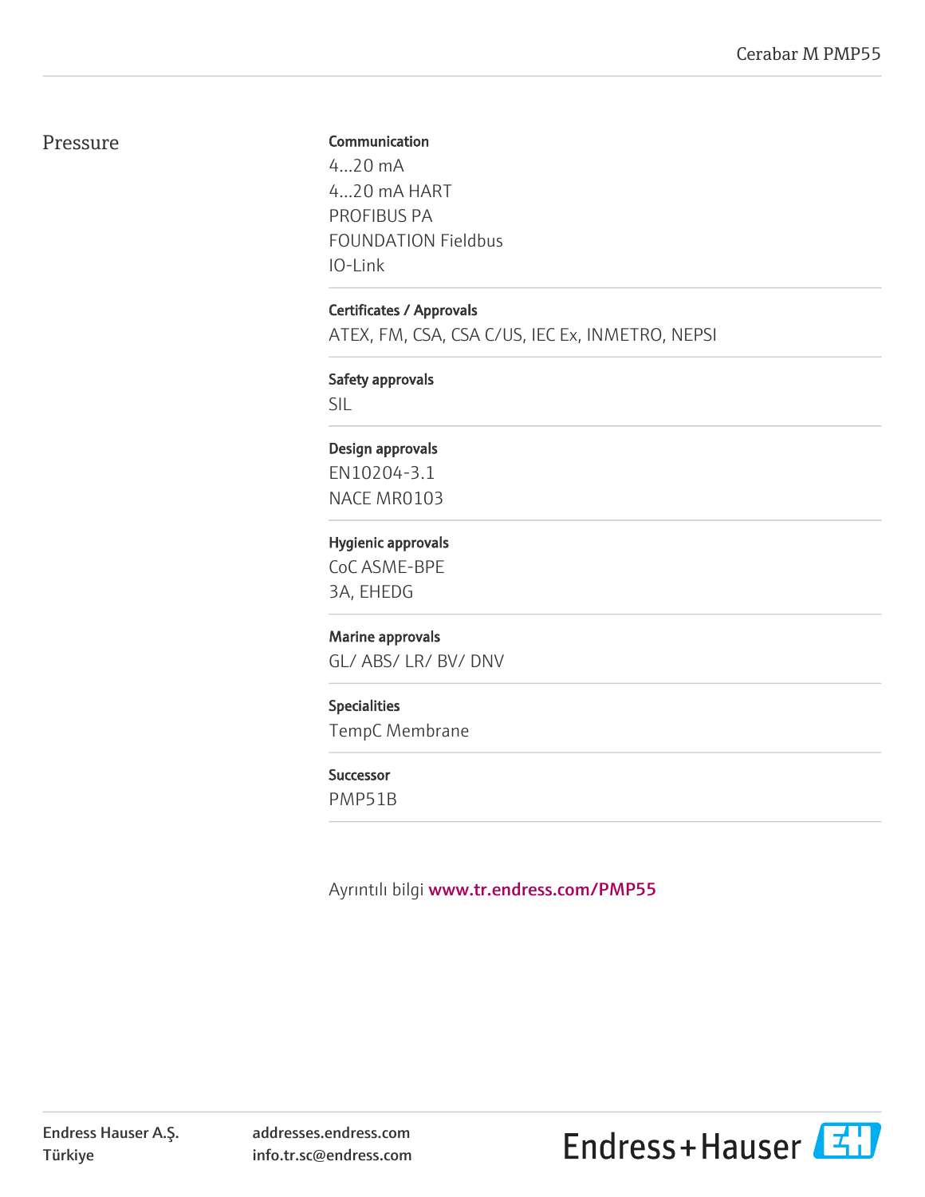## Pressure

**Communication**

4...20 mA
4...20 mA HART
PROFIBUS PA
FOUNDATION Fieldbus
IO-Link

**Certificates / Approvals**

ATEX, FM, CSA, CSA C/US, IEC Ex, INMETRO, NEPSI

**Safety approvals**

SIL

**Design approvals**

EN10204-3.1
NACE MR0103

**Hygienic approvals**

CoC ASME-BPE
3A, EHEDG

**Marine approvals**

GL/ ABS/ LR/ BV/ DNV

**Specialities**

TempC Membrane

**Successor**

PMP51B

Ayrıntılı bilgi **www.tr.endress.com/PMP55**

Endress Hauser A.Ş.
Türkiye

addresses.endress.com
info.tr.sc@endress.com